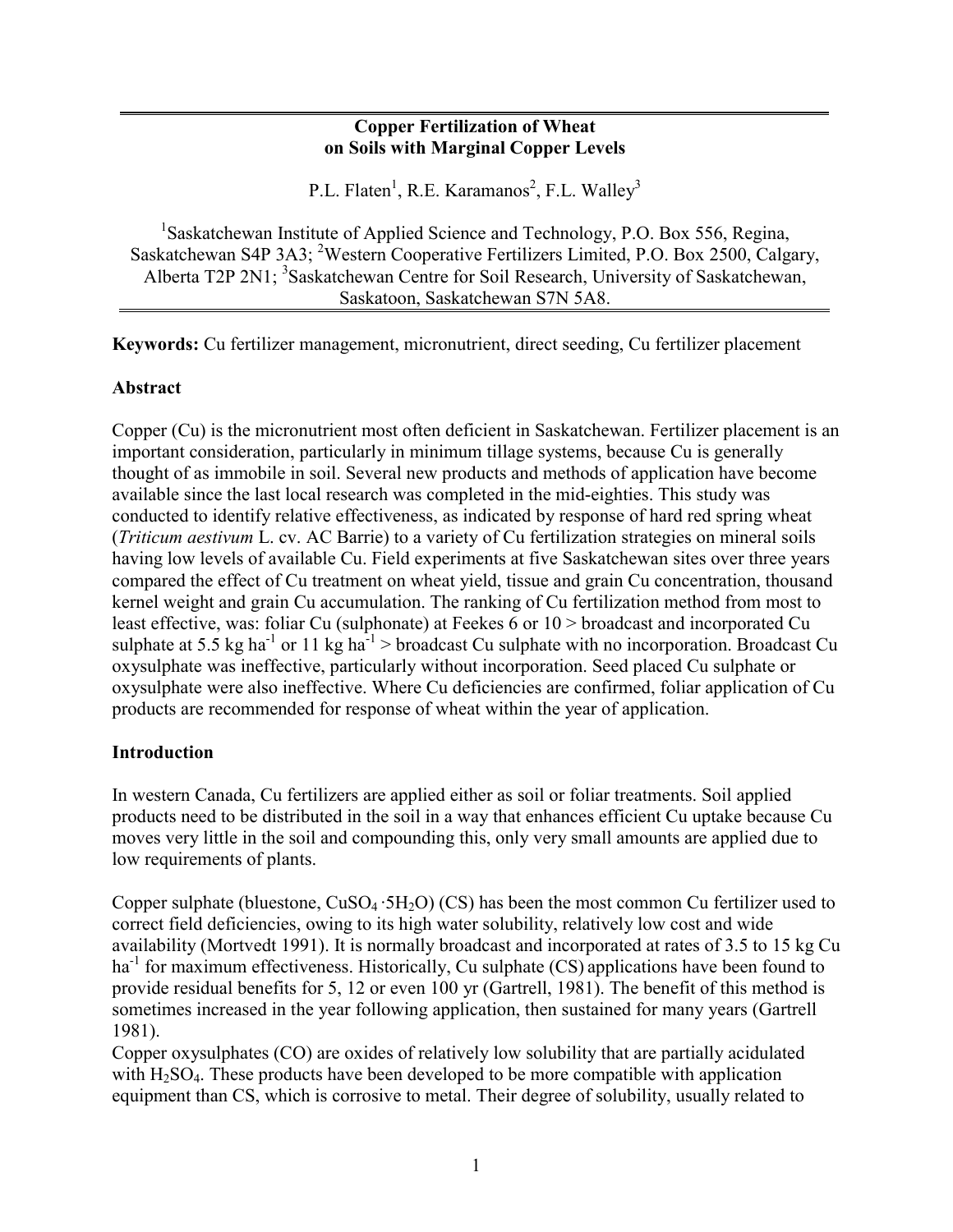# Copper Fertilization of Wheat on Soils with Marginal Copper Levels

P.L. Flaten[1], R.E. Karamanos[2], F.L. Walley[3]

[1]Saskatchewan Institute of Applied Science and Technology, P.O. Box 556, Regina, Saskatchewan S4P 3A3; [2]Western Cooperative Fertilizers Limited, P.O. Box 2500, Calgary, Alberta T2P 2N1; [3]Saskatchewan Centre for Soil Research, University of Saskatchewan, Saskatoon, Saskatchewan S7N 5A8.

**Keywords:** Cu fertilizer management, micronutrient, direct seeding, Cu fertilizer placement

## Abstract

Copper (Cu) is the micronutrient most often deficient in Saskatchewan. Fertilizer placement is an important consideration, particularly in minimum tillage systems, because Cu is generally thought of as immobile in soil. Several new products and methods of application have become available since the last local research was completed in the mid-eighties. This study was conducted to identify relative effectiveness, as indicated by response of hard red spring wheat (*Triticum aestivum* L. cv. AC Barrie) to a variety of Cu fertilization strategies on mineral soils having low levels of available Cu. Field experiments at five Saskatchewan sites over three years compared the effect of Cu treatment on wheat yield, tissue and grain Cu concentration, thousand kernel weight and grain Cu accumulation. The ranking of Cu fertilization method from most to least effective, was: foliar Cu (sulphonate) at Feekes 6 or 10 > broadcast and incorporated Cu sulphate at 5.5 kg ha$^{-1}$ or 11 kg ha$^{-1}$ > broadcast Cu sulphate with no incorporation. Broadcast Cu oxysulphate was ineffective, particularly without incorporation. Seed placed Cu sulphate or oxysulphate were also ineffective. Where Cu deficiencies are confirmed, foliar application of Cu products are recommended for response of wheat within the year of application.

## Introduction

In western Canada, Cu fertilizers are applied either as soil or foliar treatments. Soil applied products need to be distributed in the soil in a way that enhances efficient Cu uptake because Cu moves very little in the soil and compounding this, only very small amounts are applied due to low requirements of plants.

Copper sulphate (bluestone, $CuSO_4 \cdot 5H_2O$) (CS) has been the most common Cu fertilizer used to correct field deficiencies, owing to its high water solubility, relatively low cost and wide availability (Mortvedt 1991). It is normally broadcast and incorporated at rates of 3.5 to 15 kg Cu ha$^{-1}$ for maximum effectiveness. Historically, Cu sulphate (CS) applications have been found to provide residual benefits for 5, 12 or even 100 yr (Gartrell, 1981). The benefit of this method is sometimes increased in the year following application, then sustained for many years (Gartrell 1981).

Copper oxysulphates (CO) are oxides of relatively low solubility that are partially acidulated with $H_2SO_4$. These products have been developed to be more compatible with application equipment than CS, which is corrosive to metal. Their degree of solubility, usually related to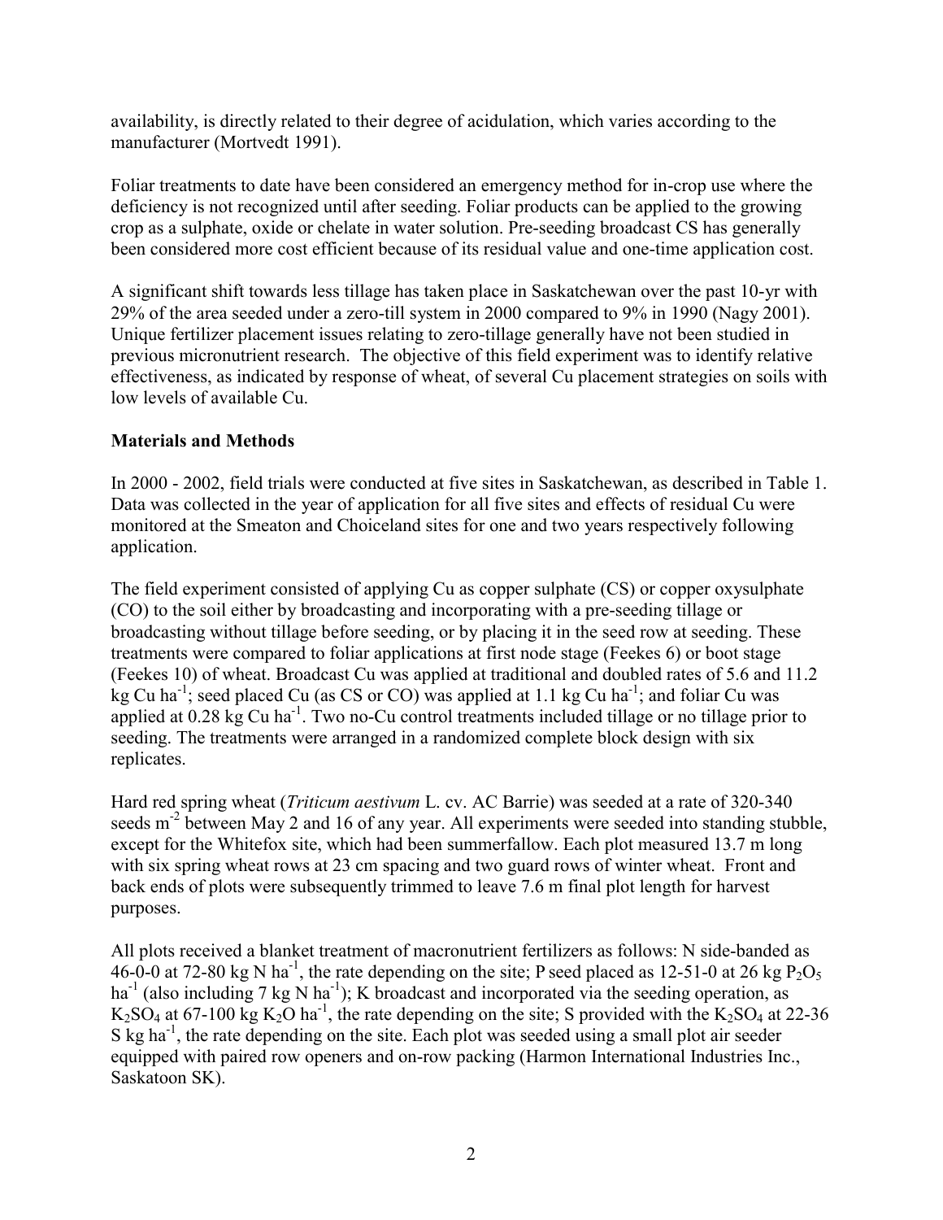availability, is directly related to their degree of acidulation, which varies according to the manufacturer (Mortvedt 1991).

Foliar treatments to date have been considered an emergency method for in-crop use where the deficiency is not recognized until after seeding. Foliar products can be applied to the growing crop as a sulphate, oxide or chelate in water solution. Pre-seeding broadcast CS has generally been considered more cost efficient because of its residual value and one-time application cost.

A significant shift towards less tillage has taken place in Saskatchewan over the past 10-yr with 29% of the area seeded under a zero-till system in 2000 compared to 9% in 1990 (Nagy 2001). Unique fertilizer placement issues relating to zero-tillage generally have not been studied in previous micronutrient research. The objective of this field experiment was to identify relative effectiveness, as indicated by response of wheat, of several Cu placement strategies on soils with low levels of available Cu.

## Materials and Methods

In 2000 - 2002, field trials were conducted at five sites in Saskatchewan, as described in Table 1. Data was collected in the year of application for all five sites and effects of residual Cu were monitored at the Smeaton and Choiceland sites for one and two years respectively following application.

The field experiment consisted of applying Cu as copper sulphate (CS) or copper oxysulphate (CO) to the soil either by broadcasting and incorporating with a pre-seeding tillage or broadcasting without tillage before seeding, or by placing it in the seed row at seeding. These treatments were compared to foliar applications at first node stage (Feekes 6) or boot stage (Feekes 10) of wheat. Broadcast Cu was applied at traditional and doubled rates of 5.6 and 11.2 kg Cu $ha^{-1}$; seed placed Cu (as CS or CO) was applied at 1.1 kg Cu $ha^{-1}$; and foliar Cu was applied at 0.28 kg Cu $ha^{-1}$. Two no-Cu control treatments included tillage or no tillage prior to seeding. The treatments were arranged in a randomized complete block design with six replicates.

Hard red spring wheat (*Triticum aestivum* L. cv. AC Barrie) was seeded at a rate of 320-340 seeds $m^{-2}$ between May 2 and 16 of any year. All experiments were seeded into standing stubble, except for the Whitefox site, which had been summerfallow. Each plot measured 13.7 m long with six spring wheat rows at 23 cm spacing and two guard rows of winter wheat. Front and back ends of plots were subsequently trimmed to leave 7.6 m final plot length for harvest purposes.

All plots received a blanket treatment of macronutrient fertilizers as follows: N side-banded as 46-0-0 at 72-80 kg N $ha^{-1}$, the rate depending on the site; P seed placed as 12-51-0 at 26 kg $P_2O_5$ $ha^{-1}$ (also including 7 kg N $ha^{-1}$); K broadcast and incorporated via the seeding operation, as $K_2SO_4$ at 67-100 kg $K_2O$ $ha^{-1}$, the rate depending on the site; S provided with the $K_2SO_4$ at 22-36 S kg $ha^{-1}$, the rate depending on the site. Each plot was seeded using a small plot air seeder equipped with paired row openers and on-row packing (Harmon International Industries Inc., Saskatoon SK).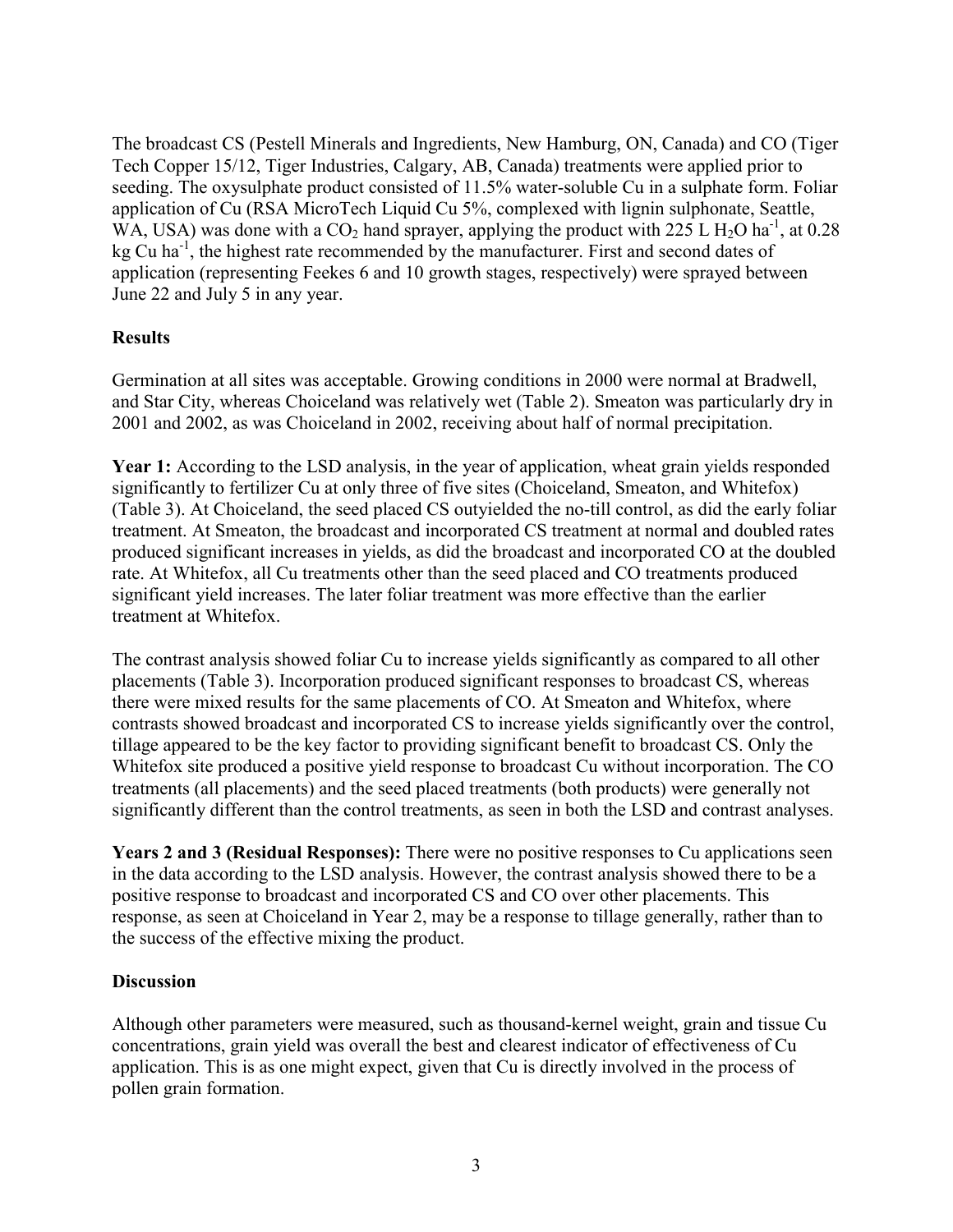The broadcast CS (Pestell Minerals and Ingredients, New Hamburg, ON, Canada) and CO (Tiger Tech Copper 15/12, Tiger Industries, Calgary, AB, Canada) treatments were applied prior to seeding. The oxysulphate product consisted of 11.5% water-soluble Cu in a sulphate form. Foliar application of Cu (RSA MicroTech Liquid Cu 5%, complexed with lignin sulphonate, Seattle, WA, USA) was done with a $CO_2$ hand sprayer, applying the product with 225 L $H_2O$ $ha^{-1}$, at 0.28 kg Cu $ha^{-1}$, the highest rate recommended by the manufacturer. First and second dates of application (representing Feekes 6 and 10 growth stages, respectively) were sprayed between June 22 and July 5 in any year.

## Results

Germination at all sites was acceptable. Growing conditions in 2000 were normal at Bradwell, and Star City, whereas Choiceland was relatively wet (Table 2). Smeaton was particularly dry in 2001 and 2002, as was Choiceland in 2002, receiving about half of normal precipitation.

**Year 1:** According to the LSD analysis, in the year of application, wheat grain yields responded significantly to fertilizer Cu at only three of five sites (Choiceland, Smeaton, and Whitefox) (Table 3). At Choiceland, the seed placed CS outyielded the no-till control, as did the early foliar treatment. At Smeaton, the broadcast and incorporated CS treatment at normal and doubled rates produced significant increases in yields, as did the broadcast and incorporated CO at the doubled rate. At Whitefox, all Cu treatments other than the seed placed and CO treatments produced significant yield increases. The later foliar treatment was more effective than the earlier treatment at Whitefox.

The contrast analysis showed foliar Cu to increase yields significantly as compared to all other placements (Table 3). Incorporation produced significant responses to broadcast CS, whereas there were mixed results for the same placements of CO. At Smeaton and Whitefox, where contrasts showed broadcast and incorporated CS to increase yields significantly over the control, tillage appeared to be the key factor to providing significant benefit to broadcast CS. Only the Whitefox site produced a positive yield response to broadcast Cu without incorporation. The CO treatments (all placements) and the seed placed treatments (both products) were generally not significantly different than the control treatments, as seen in both the LSD and contrast analyses.

**Years 2 and 3 (Residual Responses):** There were no positive responses to Cu applications seen in the data according to the LSD analysis. However, the contrast analysis showed there to be a positive response to broadcast and incorporated CS and CO over other placements. This response, as seen at Choiceland in Year 2, may be a response to tillage generally, rather than to the success of the effective mixing the product.

## Discussion

Although other parameters were measured, such as thousand-kernel weight, grain and tissue Cu concentrations, grain yield was overall the best and clearest indicator of effectiveness of Cu application. This is as one might expect, given that Cu is directly involved in the process of pollen grain formation.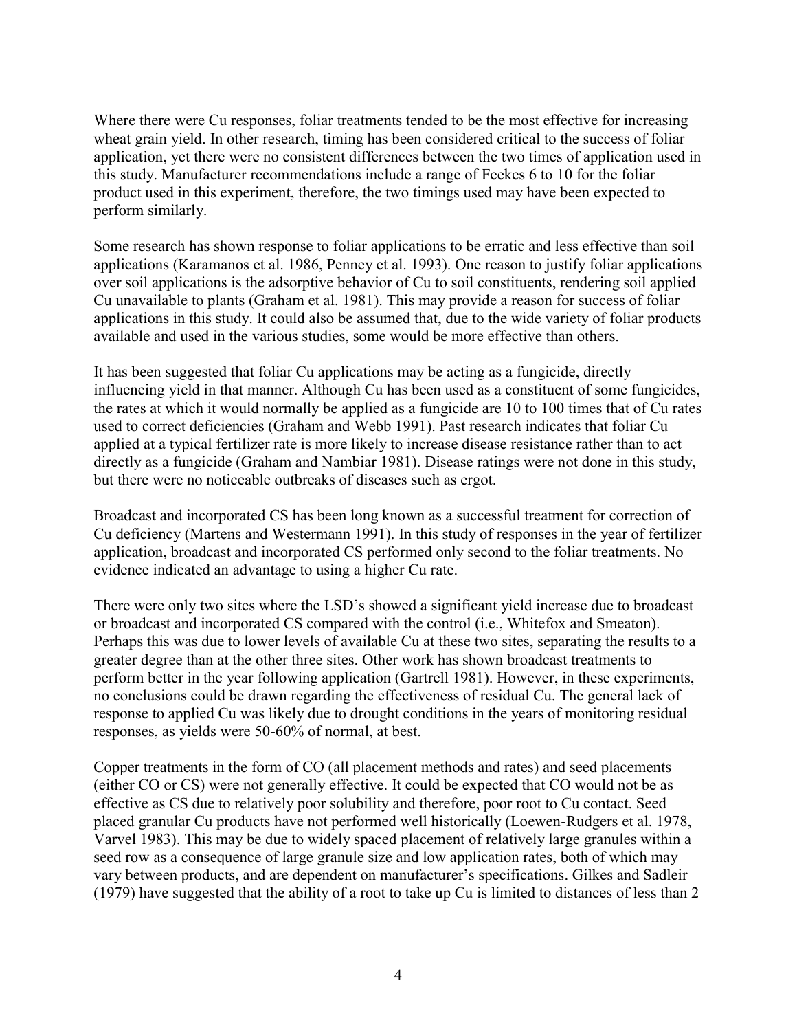Where there were Cu responses, foliar treatments tended to be the most effective for increasing wheat grain yield. In other research, timing has been considered critical to the success of foliar application, yet there were no consistent differences between the two times of application used in this study. Manufacturer recommendations include a range of Feekes 6 to 10 for the foliar product used in this experiment, therefore, the two timings used may have been expected to perform similarly.

Some research has shown response to foliar applications to be erratic and less effective than soil applications (Karamanos et al. 1986, Penney et al. 1993). One reason to justify foliar applications over soil applications is the adsorptive behavior of Cu to soil constituents, rendering soil applied Cu unavailable to plants (Graham et al. 1981). This may provide a reason for success of foliar applications in this study. It could also be assumed that, due to the wide variety of foliar products available and used in the various studies, some would be more effective than others.

It has been suggested that foliar Cu applications may be acting as a fungicide, directly influencing yield in that manner. Although Cu has been used as a constituent of some fungicides, the rates at which it would normally be applied as a fungicide are 10 to 100 times that of Cu rates used to correct deficiencies (Graham and Webb 1991). Past research indicates that foliar Cu applied at a typical fertilizer rate is more likely to increase disease resistance rather than to act directly as a fungicide (Graham and Nambiar 1981). Disease ratings were not done in this study, but there were no noticeable outbreaks of diseases such as ergot.

Broadcast and incorporated CS has been long known as a successful treatment for correction of Cu deficiency (Martens and Westermann 1991). In this study of responses in the year of fertilizer application, broadcast and incorporated CS performed only second to the foliar treatments. No evidence indicated an advantage to using a higher Cu rate.

There were only two sites where the LSD's showed a significant yield increase due to broadcast or broadcast and incorporated CS compared with the control (i.e., Whitefox and Smeaton). Perhaps this was due to lower levels of available Cu at these two sites, separating the results to a greater degree than at the other three sites. Other work has shown broadcast treatments to perform better in the year following application (Gartrell 1981). However, in these experiments, no conclusions could be drawn regarding the effectiveness of residual Cu. The general lack of response to applied Cu was likely due to drought conditions in the years of monitoring residual responses, as yields were 50-60% of normal, at best.

Copper treatments in the form of CO (all placement methods and rates) and seed placements (either CO or CS) were not generally effective. It could be expected that CO would not be as effective as CS due to relatively poor solubility and therefore, poor root to Cu contact. Seed placed granular Cu products have not performed well historically (Loewen-Rudgers et al. 1978, Varvel 1983). This may be due to widely spaced placement of relatively large granules within a seed row as a consequence of large granule size and low application rates, both of which may vary between products, and are dependent on manufacturer's specifications. Gilkes and Sadleir (1979) have suggested that the ability of a root to take up Cu is limited to distances of less than 2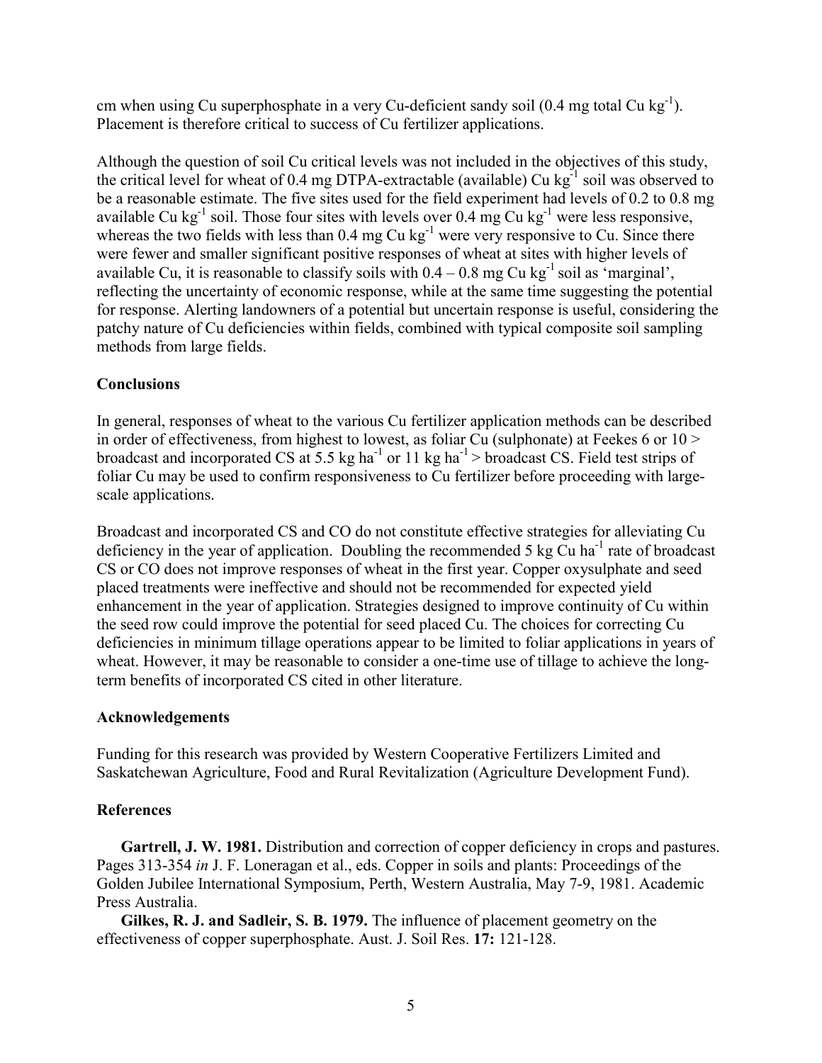cm when using Cu superphosphate in a very Cu-deficient sandy soil (0.4 mg total Cu $kg^{-1}$). Placement is therefore critical to success of Cu fertilizer applications.

Although the question of soil Cu critical levels was not included in the objectives of this study, the critical level for wheat of 0.4 mg DTPA-extractable (available) Cu $kg^{-1}$ soil was observed to be a reasonable estimate. The five sites used for the field experiment had levels of 0.2 to 0.8 mg available Cu $kg^{-1}$ soil. Those four sites with levels over 0.4 mg Cu $kg^{-1}$ were less responsive, whereas the two fields with less than 0.4 mg Cu $kg^{-1}$ were very responsive to Cu. Since there were fewer and smaller significant positive responses of wheat at sites with higher levels of available Cu, it is reasonable to classify soils with 0.4 – 0.8 mg Cu $kg^{-1}$ soil as 'marginal', reflecting the uncertainty of economic response, while at the same time suggesting the potential for response. Alerting landowners of a potential but uncertain response is useful, considering the patchy nature of Cu deficiencies within fields, combined with typical composite soil sampling methods from large fields.

## Conclusions

In general, responses of wheat to the various Cu fertilizer application methods can be described in order of effectiveness, from highest to lowest, as foliar Cu (sulphonate) at Feekes 6 or 10 > broadcast and incorporated CS at 5.5 kg $ha^{-1}$ or 11 kg $ha^{-1}$ > broadcast CS. Field test strips of foliar Cu may be used to confirm responsiveness to Cu fertilizer before proceeding with large-scale applications.

Broadcast and incorporated CS and CO do not constitute effective strategies for alleviating Cu deficiency in the year of application. Doubling the recommended 5 kg Cu $ha^{-1}$ rate of broadcast CS or CO does not improve responses of wheat in the first year. Copper oxysulphate and seed placed treatments were ineffective and should not be recommended for expected yield enhancement in the year of application. Strategies designed to improve continuity of Cu within the seed row could improve the potential for seed placed Cu. The choices for correcting Cu deficiencies in minimum tillage operations appear to be limited to foliar applications in years of wheat. However, it may be reasonable to consider a one-time use of tillage to achieve the long-term benefits of incorporated CS cited in other literature.

## Acknowledgements

Funding for this research was provided by Western Cooperative Fertilizers Limited and Saskatchewan Agriculture, Food and Rural Revitalization (Agriculture Development Fund).

## References

**Gartrell, J. W. 1981.** Distribution and correction of copper deficiency in crops and pastures. Pages 313-354 *in* J. F. Loneragan et al., eds. Copper in soils and plants: Proceedings of the Golden Jubilee International Symposium, Perth, Western Australia, May 7-9, 1981. Academic Press Australia.

**Gilkes, R. J. and Sadleir, S. B. 1979.** The influence of placement geometry on the effectiveness of copper superphosphate. Aust. J. Soil Res. **17:** 121-128.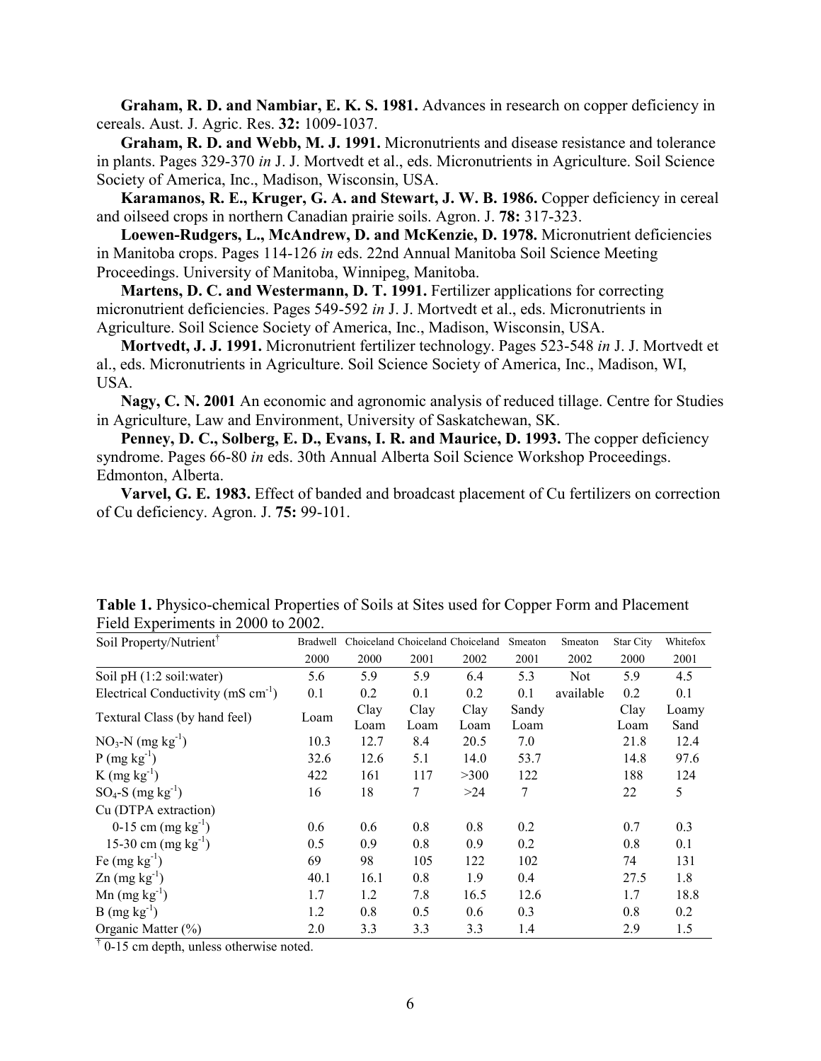**Graham, R. D. and Nambiar, E. K. S. 1981.** Advances in research on copper deficiency in cereals. Aust. J. Agric. Res. **32:** 1009-1037.

**Graham, R. D. and Webb, M. J. 1991.** Micronutrients and disease resistance and tolerance in plants. Pages 329-370 *in* J. J. Mortvedt et al., eds. Micronutrients in Agriculture. Soil Science Society of America, Inc., Madison, Wisconsin, USA.

**Karamanos, R. E., Kruger, G. A. and Stewart, J. W. B. 1986.** Copper deficiency in cereal and oilseed crops in northern Canadian prairie soils. Agron. J. **78:** 317-323.

**Loewen-Rudgers, L., McAndrew, D. and McKenzie, D. 1978.** Micronutrient deficiencies in Manitoba crops. Pages 114-126 *in* eds. 22nd Annual Manitoba Soil Science Meeting Proceedings. University of Manitoba, Winnipeg, Manitoba.

**Martens, D. C. and Westermann, D. T. 1991.** Fertilizer applications for correcting micronutrient deficiencies. Pages 549-592 *in* J. J. Mortvedt et al., eds. Micronutrients in Agriculture. Soil Science Society of America, Inc., Madison, Wisconsin, USA.

**Mortvedt, J. J. 1991.** Micronutrient fertilizer technology. Pages 523-548 *in* J. J. Mortvedt et al., eds. Micronutrients in Agriculture. Soil Science Society of America, Inc., Madison, WI, USA.

**Nagy, C. N. 2001** An economic and agronomic analysis of reduced tillage. Centre for Studies in Agriculture, Law and Environment, University of Saskatchewan, SK.

**Penney, D. C., Solberg, E. D., Evans, I. R. and Maurice, D. 1993.** The copper deficiency syndrome. Pages 66-80 *in* eds. 30th Annual Alberta Soil Science Workshop Proceedings. Edmonton, Alberta.

**Varvel, G. E. 1983.** Effect of banded and broadcast placement of Cu fertilizers on correction of Cu deficiency. Agron. J. **75:** 99-101.

**Table 1.** Physico-chemical Properties of Soils at Sites used for Copper Form and Placement Field Experiments in 2000 to 2002.

| Soil Property/Nutrient[†] | Bradwell 2000 | Choiceland 2000 | Choiceland 2001 | Choiceland 2002 | Smeaton 2001 | Smeaton 2002 | Star City 2000 | Whitefox 2001 |
|---|---|---|---|---|---|---|---|---|
| Soil pH (1:2 soil:water) | 5.6 | 5.9 | 5.9 | 6.4 | 5.3 | Not available | 5.9 | 4.5 |
| Electrical Conductivity (mS $cm^{-1}$) | 0.1 | 0.2 | 0.1 | 0.2 | 0.1 | | 0.2 | 0.1 |
| Textural Class (by hand feel) | Loam | Clay Loam | Clay Loam | Clay Loam | Sandy Loam | | Clay Loam | Loamy Sand |
| $NO_3$-N (mg $kg^{-1}$) | 10.3 | 12.7 | 8.4 | 20.5 | 7.0 | | 21.8 | 12.4 |
| P (mg $kg^{-1}$) | 32.6 | 12.6 | 5.1 | 14.0 | 53.7 | | 14.8 | 97.6 |
| K (mg $kg^{-1}$) | 422 | 161 | 117 | >300 | 122 | | 188 | 124 |
| $SO_4$-S (mg $kg^{-1}$) | 16 | 18 | 7 | >24 | 7 | | 22 | 5 |
| Cu (DTPA extraction) | | | | | | | | |
| 0-15 cm (mg $kg^{-1}$) | 0.6 | 0.6 | 0.8 | 0.8 | 0.2 | | 0.7 | 0.3 |
| 15-30 cm (mg $kg^{-1}$) | 0.5 | 0.9 | 0.8 | 0.9 | 0.2 | | 0.8 | 0.1 |
| Fe (mg $kg^{-1}$) | 69 | 98 | 105 | 122 | 102 | | 74 | 131 |
| Zn (mg $kg^{-1}$) | 40.1 | 16.1 | 0.8 | 1.9 | 0.4 | | 27.5 | 1.8 |
| Mn (mg $kg^{-1}$) | 1.7 | 1.2 | 7.8 | 16.5 | 12.6 | | 1.7 | 18.8 |
| B (mg $kg^{-1}$) | 1.2 | 0.8 | 0.5 | 0.6 | 0.3 | | 0.8 | 0.2 |
| Organic Matter (%) | 2.0 | 3.3 | 3.3 | 3.3 | 1.4 | | 2.9 | 1.5 |

[†] 0-15 cm depth, unless otherwise noted.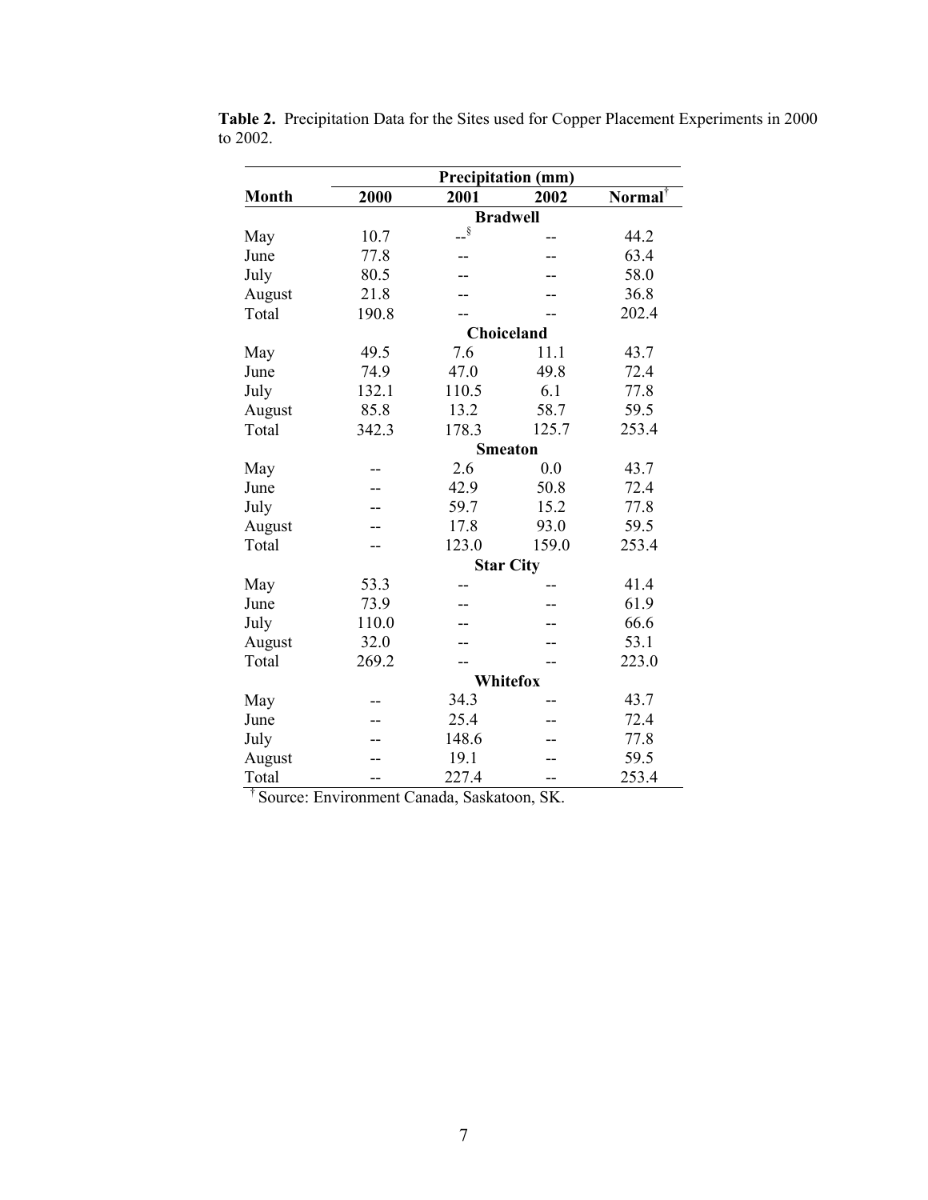**Table 2.** Precipitation Data for the Sites used for Copper Placement Experiments in 2000 to 2002.

| Month | Precipitation (mm) | | | |
|---|---|---|---|---|
| | 2000 | 2001 | 2002 | Normal[†] |
| **Bradwell** | | | | |
| May | 10.7 | --[§] | -- | 44.2 |
| June | 77.8 | -- | -- | 63.4 |
| July | 80.5 | -- | -- | 58.0 |
| August | 21.8 | -- | -- | 36.8 |
| Total | 190.8 | -- | -- | 202.4 |
| **Choiceland** | | | | |
| May | 49.5 | 7.6 | 11.1 | 43.7 |
| June | 74.9 | 47.0 | 49.8 | 72.4 |
| July | 132.1 | 110.5 | 6.1 | 77.8 |
| August | 85.8 | 13.2 | 58.7 | 59.5 |
| Total | 342.3 | 178.3 | 125.7 | 253.4 |
| **Smeaton** | | | | |
| May | -- | 2.6 | 0.0 | 43.7 |
| June | -- | 42.9 | 50.8 | 72.4 |
| July | -- | 59.7 | 15.2 | 77.8 |
| August | -- | 17.8 | 93.0 | 59.5 |
| Total | -- | 123.0 | 159.0 | 253.4 |
| **Star City** | | | | |
| May | 53.3 | -- | -- | 41.4 |
| June | 73.9 | -- | -- | 61.9 |
| July | 110.0 | -- | -- | 66.6 |
| August | 32.0 | -- | -- | 53.1 |
| Total | 269.2 | -- | -- | 223.0 |
| **Whitefox** | | | | |
| May | -- | 34.3 | -- | 43.7 |
| June | -- | 25.4 | -- | 72.4 |
| July | -- | 148.6 | -- | 77.8 |
| August | -- | 19.1 | -- | 59.5 |
| Total | -- | 227.4 | -- | 253.4 |

[†] Source: Environment Canada, Saskatoon, SK.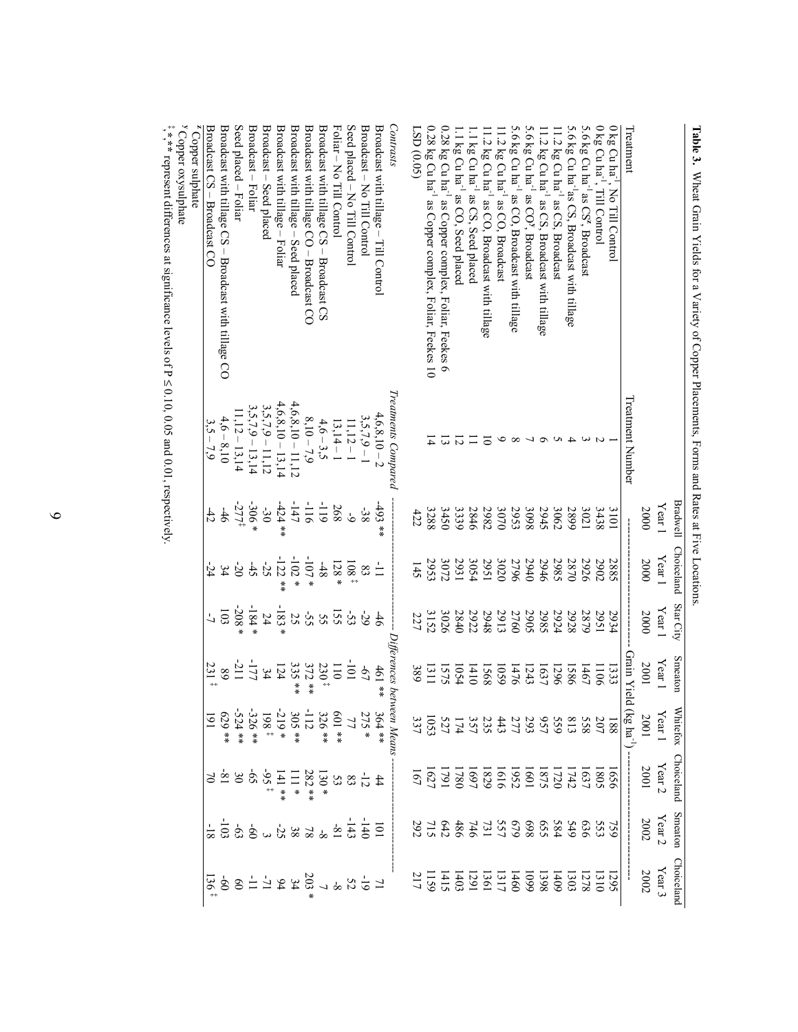**Table 3.** Wheat Grain Yields for a Variety of Copper Placements, Forms and Rates at Five Locations.

| Treatment | Treatment Number | Bradwell Year 1 2000 | Choiceland Year 1 2000 | Star City Year 1 2000 | Smeaton Year 1 2001 | Whitefox Year 1 2001 | Choiceland Year 2 2001 | Smeaton Year 2 2002 | Choiceland Year 3 2002 |
|---|---|---|---|---|---|---|---|---|---|
| | | ----------------------- | ----------------------- | ----------------------- | Grain Yield (kg ha$^{-1}$) | ----------------------- | ----------------------- | ----------------------- | ----------------------- |
| 0 kg Cu ha$^{-1}$, No Till Control | 1 | 3101 | 2885 | 2934 | 1333 | 188 | 1656 | 759 | 1295 |
| 0 kg Cu ha$^{-1}$, Till Control | 2 | 3438 | 2902 | 2951 | 1106 | 207 | 1805 | 553 | 1310 |
| 5.6 kg Cu ha$^{-1}$ as CS$^{z}$, Broadcast | 3 | 3021 | 2926 | 2879 | 1467 | 558 | 1637 | 636 | 1278 |
| 5.6 kg Cu ha$^{-1}$as CS, Broadcast with tillage | 4 | 2899 | 2870 | 2928 | 1586 | 813 | 1742 | 549 | 1303 |
| 11.2 kg Cu ha$^{-1}$ as CS, Broadcast | 5 | 3062 | 2985 | 2924 | 1296 | 559 | 1720 | 584 | 1409 |
| 11.2 kg Cu ha$^{-1}$ as CS, Broadcast with tillage | 6 | 2945 | 2946 | 2985 | 1637 | 957 | 1875 | 655 | 1398 |
| 5.6 kg Cu ha$^{-1}$ as CO$^{y}$, Broadcast | 7 | 3098 | 2940 | 2905 | 1243 | 293 | 1601 | 698 | 1099 |
| 5.6 kg Cu ha$^{-1}$ as CO, Broadcast with tillage | 8 | 2953 | 2796 | 2760 | 1476 | 277 | 1952 | 679 | 1460 |
| 11.2 kg Cu ha$^{-1}$ as CO, Broadcast | 9 | 3070 | 3020 | 2913 | 1059 | 443 | 1616 | 557 | 1317 |
| 11.2 kg Cu ha$^{-1}$ as CO, Broadcast with tillage | 10 | 2982 | 2951 | 2948 | 1568 | 235 | 1829 | 731 | 1361 |
| 1.1 kg Cu ha$^{-1}$ as CS, Seed placed | 11 | 2846 | 3054 | 2922 | 1410 | 357 | 1697 | 746 | 1291 |
| 1.1 kg Cu ha$^{-1}$ as CO, Seed placed | 12 | 3339 | 2931 | 2840 | 1054 | 174 | 1780 | 486 | 1403 |
| 0.28 kg Cu ha$^{-1}$ as Copper complex, Foliar, Feekes 6 | 13 | 3450 | 3072 | 3026 | 1575 | 527 | 1791 | 642 | 1415 |
| 0.28 kg Cu ha$^{-1}$ as Copper complex, Foliar, Feekes 10 | 14 | 3288 | 2953 | 3152 | 1311 | 1053 | 1627 | 715 | 1159 |
| LSD (0.05) | | 422 | 145 | 227 | 389 | 337 | 167 | 292 | 217 |
| *Contrasts* | *Treatments Compared* | ----------------------- | ----------------------- | ----------------------- | *Differences between Means* | ----------------------- | ----------------------- | ----------------------- | ----------------------- |
| Broadcast with tillage – Till Control | 4,6,8,10 – 2 | -493 ** | -11 | -46 | 461 ** | 364 ** | 44 | 101 | 71 |
| Broadcast – No Till Control | 3,5,7,9 – 1 | -38 | 83 | -29 | -67 | 275 * | -12 | -140 | -19 |
| Seed placed – No Till Control | 11,12 – 1 | -9 | 108 ‡ | -53 | -101 | 77 | 83 | -143 | 52 |
| Foliar – No Till Control | 13,14 – 1 | 268 | 128 * | 155 | 110 | 601 ** | 53 | -81 | -8 |
| Broadcast with tillage CS – Broadcast CS | 4,6 – 3,5 | -119 | -48 | 55 | 230 ‡ | 326 ** | 130 * | -8 | 7 |
| Broadcast with tillage CO – Broadcast CO | 8,10 – 7,9 | -116 | -107 * | -55 | 372 ** | -112 | 282 ** | 78 | 203 * |
| Broadcast with tillage – Seed placed | 4,6,8,10 – 11,12 | -147 | -102 * | 25 | 335 ** | 305 ** | 111 * | 38 | 34 |
| Broadcast with tillage – Foliar | 4,6,8,10 – 13,14 | -424 ** | -122 ** | -183 * | 124 | -219 * | 141 ** | -25 | 94 |
| Broadcast – Seed placed | 3,5,7,9 – 11,12 | -30 | -25 | 24 | 34 | 198 ‡ | -95 ‡ | 3 | -71 |
| Broadcast – Foliar | 3,5,7,9 – 13,14 | -306 * | -45 | -184 * | -177 | -326 ** | -65 | -60 | -11 |
| Seed placed – Foliar | 11,12 – 13,14 | -277‡ | -20 | -208 * | -211 | -524 ** | 30 | -63 | 60 |
| Broadcast with tillage CS – Broadcast with tillage CO | 4,6 – 8,10 | -46 | 34 | 103 | 89 | 629 ** | -81 | -103 | -60 |
| Broadcast CS – Broadcast CO | 3,5 – 7,9 | -42 | -24 | -7 | 231 ‡ | 191 | 70 | -18 | 136 ‡ |

$^{z}$ Copper sulphate

$^{y}$ Copper oxysulphate

‡, *, ** represent differences at significance levels of $P \leq 0.10$, 0.05 and 0.01, respectively.